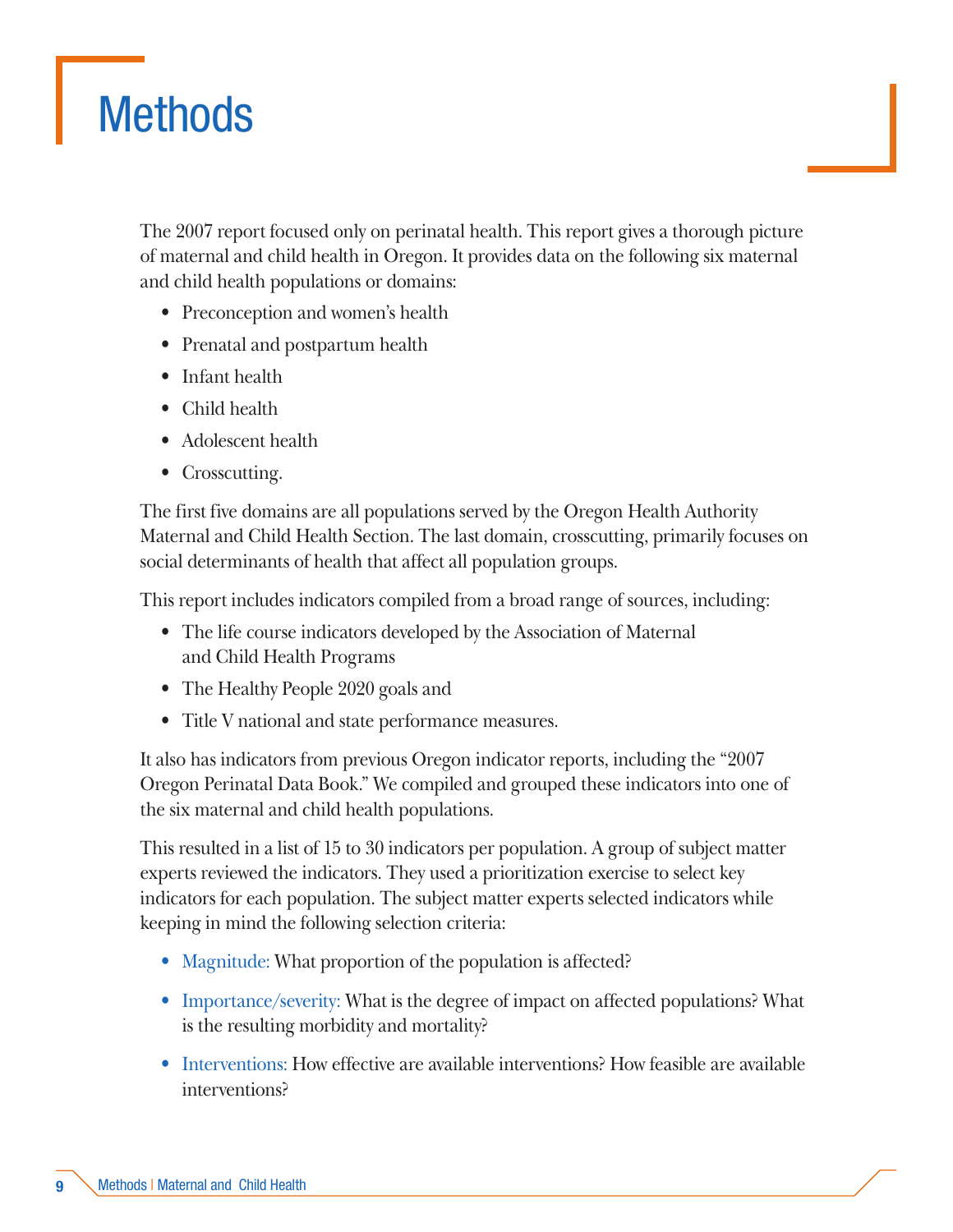# Methods

The 2007 report focused only on perinatal health. This report gives a thorough picture of maternal and child health in Oregon. It provides data on the following six maternal and child health populations or domains:

- Preconception and women's health
- Prenatal and postpartum health
- Infant health
- Child health
- Adolescent health
- Crosscutting.

The first five domains are all populations served by the Oregon Health Authority Maternal and Child Health Section. The last domain, crosscutting, primarily focuses on social determinants of health that affect all population groups.

This report includes indicators compiled from a broad range of sources, including:

- The life course indicators developed by the Association of Maternal and Child Health Programs
- The Healthy People 2020 goals and
- Title V national and state performance measures.

It also has indicators from previous Oregon indicator reports, including the "2007 Oregon Perinatal Data Book." We compiled and grouped these indicators into one of the six maternal and child health populations.

This resulted in a list of 15 to 30 indicators per population. A group of subject matter experts reviewed the indicators. They used a prioritization exercise to select key indicators for each population. The subject matter experts selected indicators while keeping in mind the following selection criteria:

- Magnitude: What proportion of the population is affected?
- Importance/severity: What is the degree of impact on affected populations? What is the resulting morbidity and mortality?
- Interventions: How effective are available interventions? How feasible are available interventions?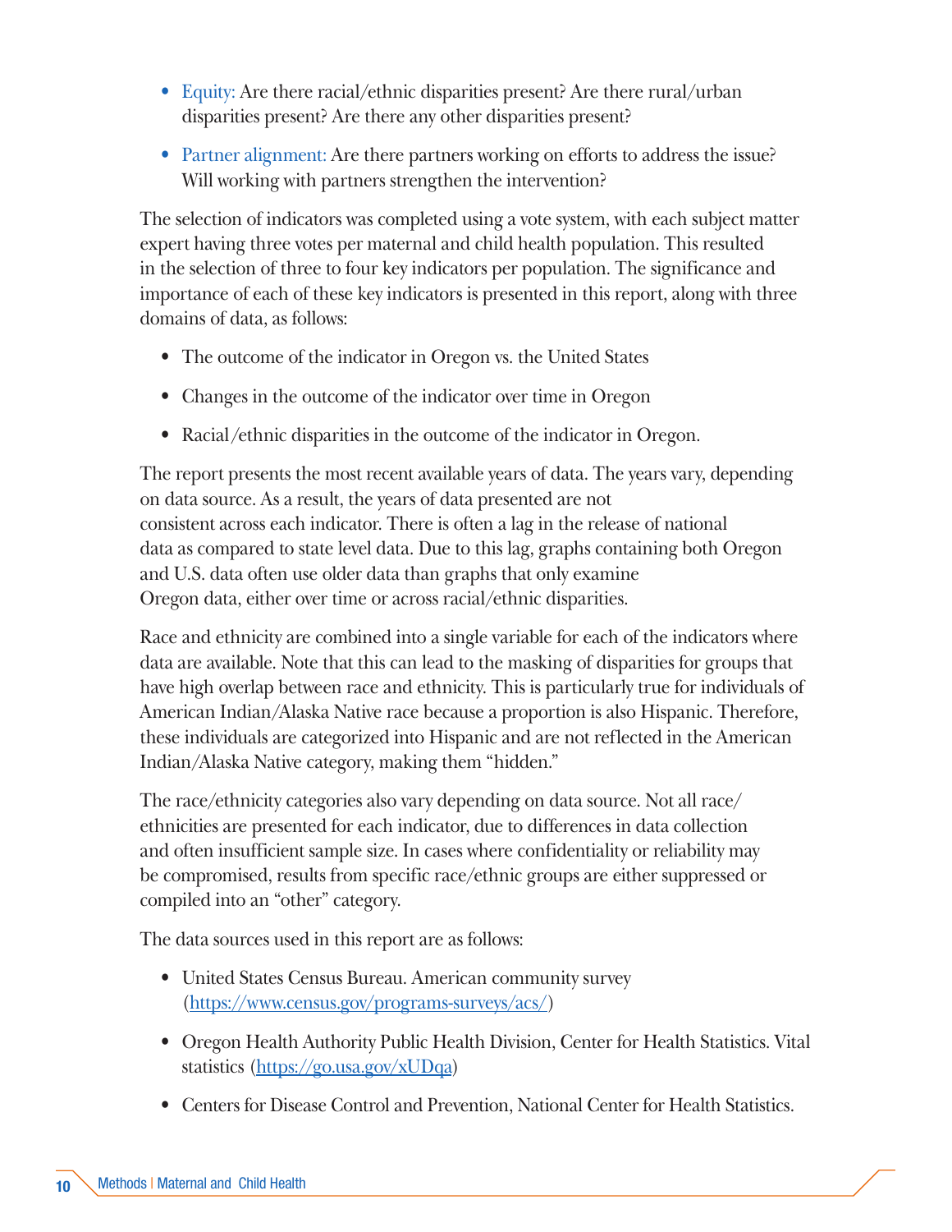- Equity: Are there racial/ethnic disparities present? Are there rural/urban disparities present? Are there any other disparities present?
- Partner alignment: Are there partners working on efforts to address the issue? Will working with partners strengthen the intervention?

The selection of indicators was completed using a vote system, with each subject matter expert having three votes per maternal and child health population. This resulted in the selection of three to four key indicators per population. The significance and importance of each of these key indicators is presented in this report, along with three domains of data, as follows:

- The outcome of the indicator in Oregon vs. the United States
- Changes in the outcome of the indicator over time in Oregon
- Racial/ethnic disparities in the outcome of the indicator in Oregon.

The report presents the most recent available years of data. The years vary, depending on data source. As a result, the years of data presented are not consistent across each indicator. There is often a lag in the release of national data as compared to state level data. Due to this lag, graphs containing both Oregon and U.S. data often use older data than graphs that only examine Oregon data, either over time or across racial/ethnic disparities.

Race and ethnicity are combined into a single variable for each of the indicators where data are available. Note that this can lead to the masking of disparities for groups that have high overlap between race and ethnicity. This is particularly true for individuals of American Indian/Alaska Native race because a proportion is also Hispanic. Therefore, these individuals are categorized into Hispanic and are not reflected in the American Indian/Alaska Native category, making them "hidden."

The race/ethnicity categories also vary depending on data source. Not all race/ethnicities are presented for each indicator, due to differences in data collection and often insufficient sample size. In cases where confidentiality or reliability may be compromised, results from specific race/ethnic groups are either suppressed or compiled into an "other" category.

The data sources used in this report are as follows:

- United States Census Bureau. American community survey (https://www.census.gov/programs-surveys/acs/)
- Oregon Health Authority Public Health Division, Center for Health Statistics. Vital statistics (https://go.usa.gov/xUDqa)
- Centers for Disease Control and Prevention, National Center for Health Statistics.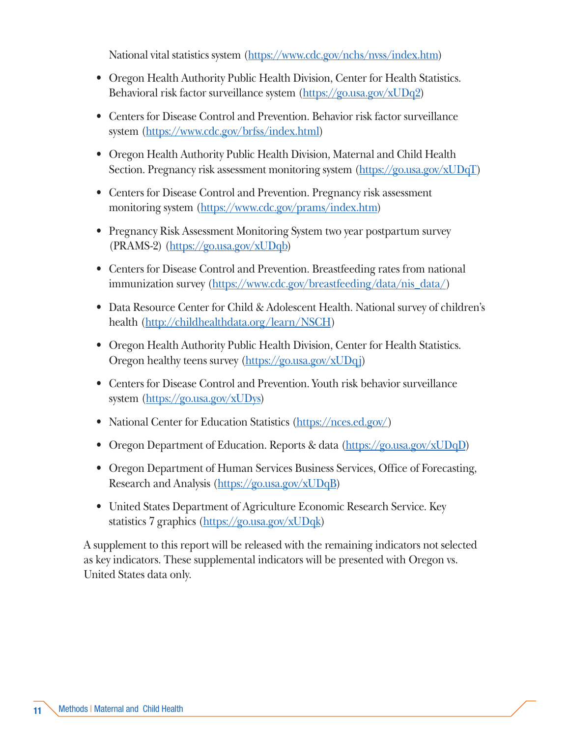National vital statistics system (https://www.cdc.gov/nchs/nvss/index.htm)

- Oregon Health Authority Public Health Division, Center for Health Statistics. Behavioral risk factor surveillance system (https://go.usa.gov/xUDq2)
- Centers for Disease Control and Prevention. Behavior risk factor surveillance system (https://www.cdc.gov/brfss/index.html)
- Oregon Health Authority Public Health Division, Maternal and Child Health Section. Pregnancy risk assessment monitoring system (https://go.usa.gov/xUDqT)
- Centers for Disease Control and Prevention. Pregnancy risk assessment monitoring system (https://www.cdc.gov/prams/index.htm)
- Pregnancy Risk Assessment Monitoring System two year postpartum survey (PRAMS-2) (https://go.usa.gov/xUDqb)
- Centers for Disease Control and Prevention. Breastfeeding rates from national immunization survey (https://www.cdc.gov/breastfeeding/data/nis_data/)
- Data Resource Center for Child & Adolescent Health. National survey of children's health (http://childhealthdata.org/learn/NSCH)
- Oregon Health Authority Public Health Division, Center for Health Statistics. Oregon healthy teens survey (https://go.usa.gov/xUDqj)
- Centers for Disease Control and Prevention. Youth risk behavior surveillance system (https://go.usa.gov/xUDys)
- National Center for Education Statistics (https://nces.ed.gov/)
- Oregon Department of Education. Reports & data (https://go.usa.gov/xUDqD)
- Oregon Department of Human Services Business Services, Office of Forecasting, Research and Analysis (https://go.usa.gov/xUDqB)
- United States Department of Agriculture Economic Research Service. Key statistics 7 graphics (https://go.usa.gov/xUDqk)

A supplement to this report will be released with the remaining indicators not selected as key indicators. These supplemental indicators will be presented with Oregon vs. United States data only.